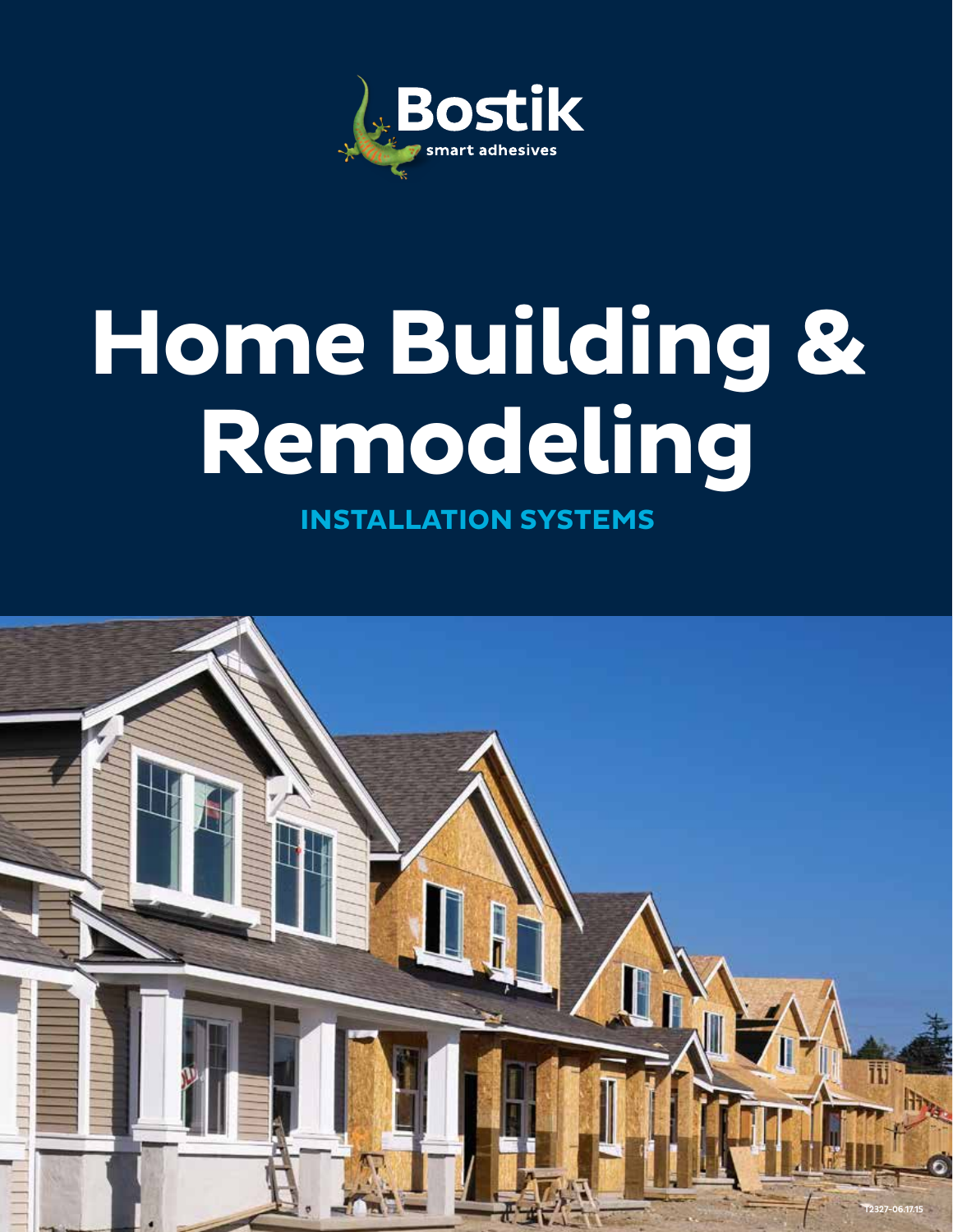Bostik

smart adhesives

# Home Building & Remodeling

## INSTALLATION SYSTEMS

12327-06.17.15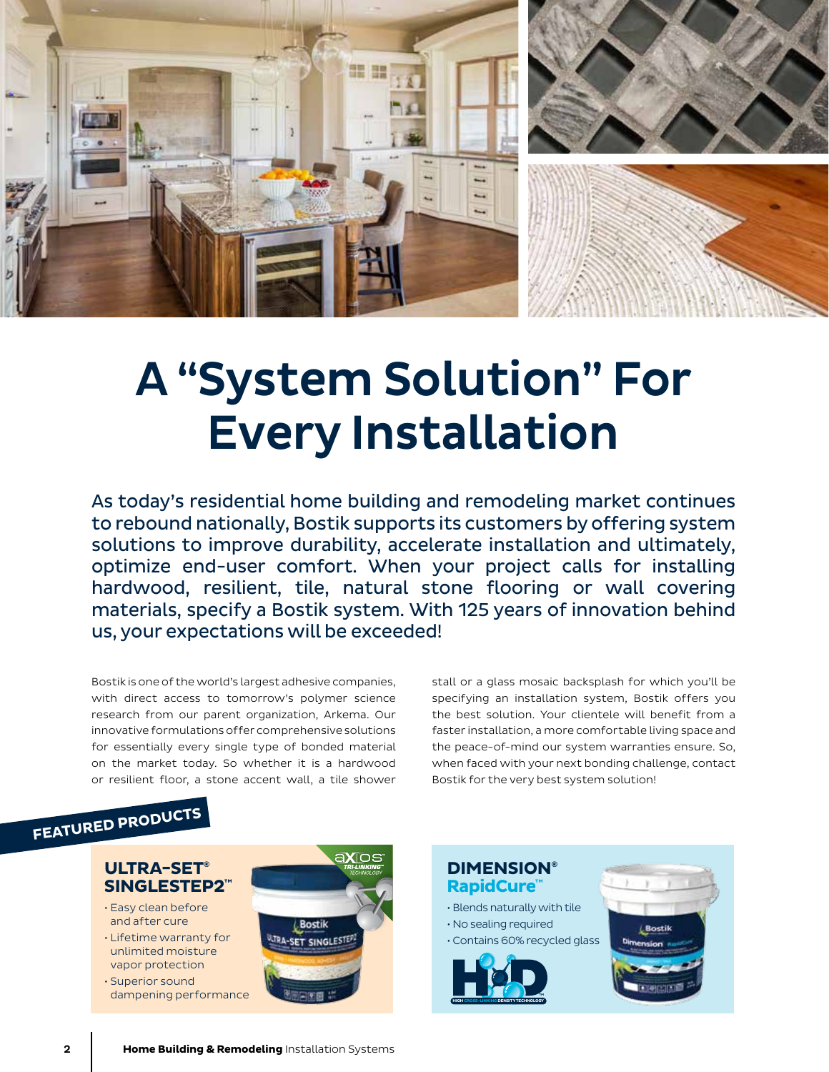# A "System Solution" For Every Installation

As today's residential home building and remodeling market continues to rebound nationally, Bostik supports its customers by offering system solutions to improve durability, accelerate installation and ultimately, optimize end-user comfort. When your project calls for installing hardwood, resilient, tile, natural stone flooring or wall covering materials, specify a Bostik system. With 125 years of innovation behind us, your expectations will be exceeded!

Bostik is one of the world's largest adhesive companies, with direct access to tomorrow's polymer science research from our parent organization, Arkema. Our innovative formulations offer comprehensive solutions for essentially every single type of bonded material on the market today. So whether it is a hardwood or resilient floor, a stone accent wall, a tile shower stall or a glass mosaic backsplash for which you'll be specifying an installation system, Bostik offers you the best solution. Your clientele will benefit from a faster installation, a more comfortable living space and the peace-of-mind our system warranties ensure. So, when faced with your next bonding challenge, contact Bostik for the very best system solution!

## FEATURED PRODUCTS

### ULTRA-SET® SINGLESTEP2™

- Easy clean before and after cure
- Lifetime warranty for unlimited moisture vapor protection
- Superior sound dampening performance

### DIMENSION® RapidCure™

- Blends naturally with tile
- No sealing required
- Contains 60% recycled glass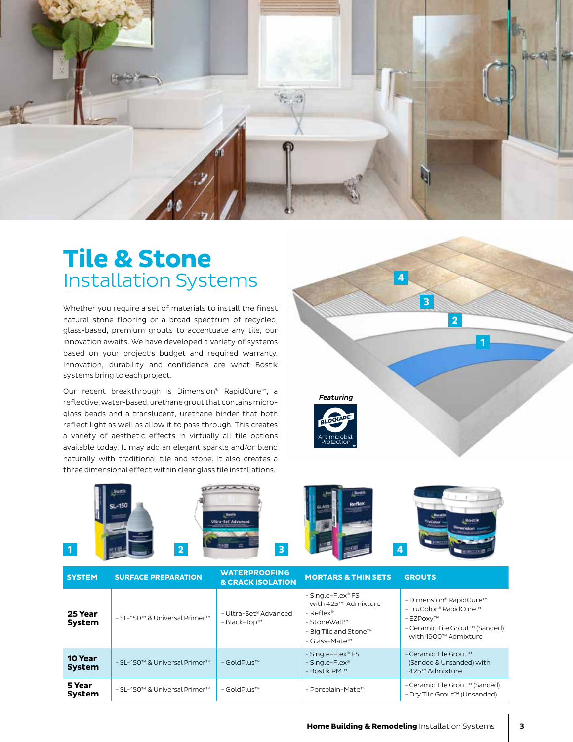# Tile & Stone
## Installation Systems

Whether you require a set of materials to install the finest natural stone flooring or a broad spectrum of recycled, glass-based, premium grouts to accentuate any tile, our innovation awaits. We have developed a variety of systems based on your project's budget and required warranty. Innovation, durability and confidence are what Bostik systems bring to each project.

Our recent breakthrough is Dimension® RapidCure™, a reflective, water-based, urethane grout that contains micro-glass beads and a translucent, urethane binder that both reflect light as well as allow it to pass through. This creates a variety of aesthetic effects in virtually all tile options available today. It may add an elegant sparkle and/or blend naturally with traditional tile and stone. It also creates a three dimensional effect within clear glass tile installations.

*Featuring*

BLOCKADE® Antimicrobial Protection

| SYSTEM | SURFACE PREPARATION | WATERPROOFING & CRACK ISOLATION | MORTARS & THIN SETS | GROUTS |
|---|---|---|---|---|
| **25 Year System** | - SL-150™ & Universal Primer™ | - Ultra-Set® Advanced<br>- Black-Top™ | - Single-Flex® FS with 425™ Admixture<br>- Reflex®<br>- StoneWall™<br>- Big Tile and Stone™<br>- Glass-Mate™ | - Dimension® RapidCure™<br>- TruColor® RapidCure™<br>- EZPoxy™<br>- Ceramic Tile Grout™ (Sanded) with 1900™ Admixture |
| **10 Year System** | - SL-150™ & Universal Primer™ | - GoldPlus™ | - Single-Flex® FS<br>- Single-Flex®<br>- Bostik PM™ | - Ceramic Tile Grout™ (Sanded & Unsanded) with 425™ Admixture |
| **5 Year System** | - SL-150™ & Universal Primer™ | - GoldPlus™ | - Porcelain-Mate™ | - Ceramic Tile Grout™ (Sanded)<br>- Dry Tile Grout™ (Unsanded) |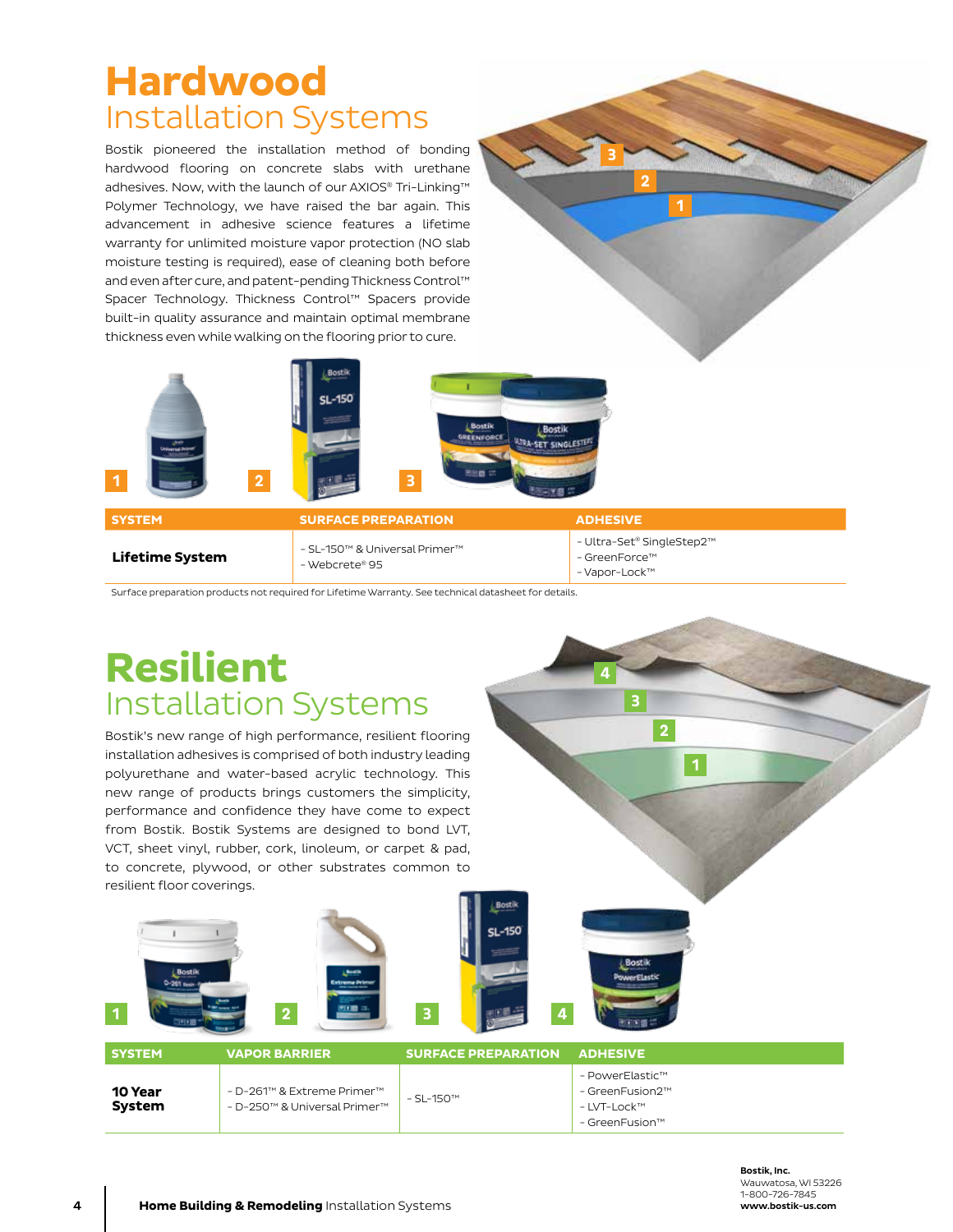# Hardwood Installation Systems

Bostik pioneered the installation method of bonding hardwood flooring on concrete slabs with urethane adhesives. Now, with the launch of our AXIOS® Tri-Linking™ Polymer Technology, we have raised the bar again. This advancement in adhesive science features a lifetime warranty for unlimited moisture vapor protection (NO slab moisture testing is required), ease of cleaning both before and even after cure, and patent-pending Thickness Control™ Spacer Technology. Thickness Control™ Spacers provide built-in quality assurance and maintain optimal membrane thickness even while walking on the flooring prior to cure.

| SYSTEM | SURFACE PREPARATION | ADHESIVE |
|---|---|---|
| **Lifetime System** | - SL-150™ & Universal Primer™<br>- Webcrete® 95 | - Ultra-Set® SingleStep2™<br>- GreenForce™<br>- Vapor-Lock™ |

Surface preparation products not required for Lifetime Warranty. See technical datasheet for details.

# Resilient Installation Systems

Bostik's new range of high performance, resilient flooring installation adhesives is comprised of both industry leading polyurethane and water-based acrylic technology. This new range of products brings customers the simplicity, performance and confidence they have come to expect from Bostik. Bostik Systems are designed to bond LVT, VCT, sheet vinyl, rubber, cork, linoleum, or carpet & pad, to concrete, plywood, or other substrates common to resilient floor coverings.

| SYSTEM | VAPOR BARRIER | SURFACE PREPARATION | ADHESIVE |
|---|---|---|---|
| **10 Year System** | - D-261™ & Extreme Primer™<br>- D-250™ & Universal Primer™ | - SL-150™ | - PowerElastic™<br>- GreenFusion2™<br>- LVT-Lock™<br>- GreenFusion™ |

**Bostik, Inc.**
Wauwatosa, WI 53226
1-800-726-7845
**www.bostik-us.com**